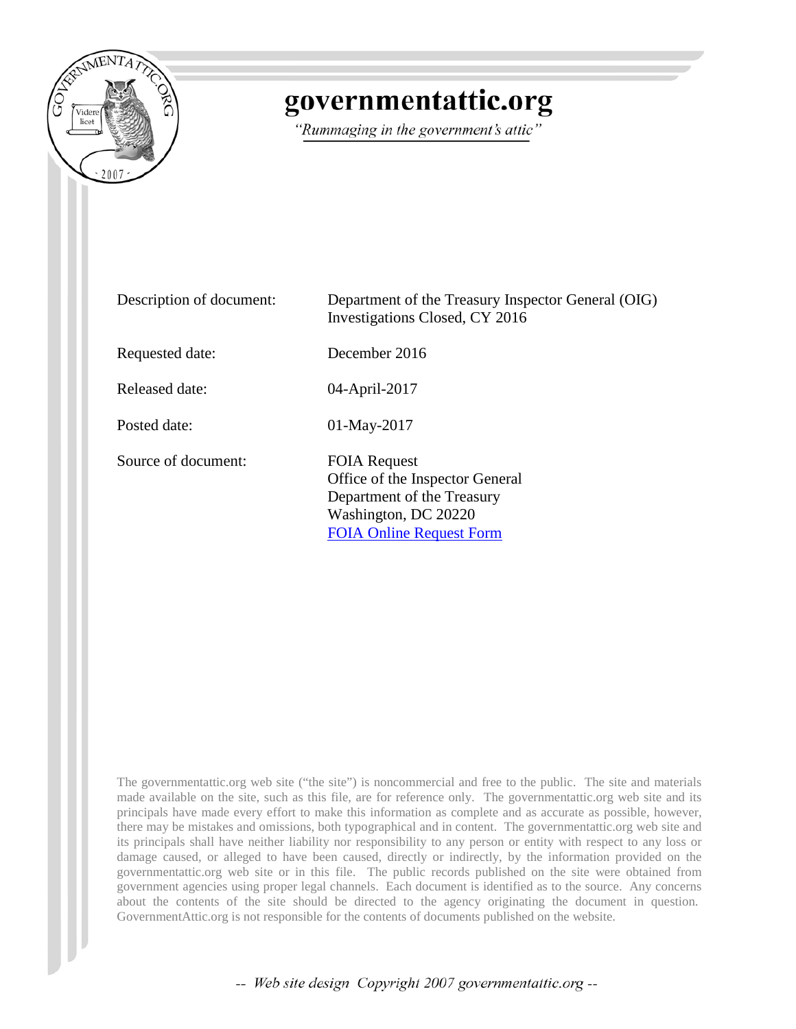# governmentattic.org

*"Rummaging in the government's attic"*

| | |
|---|---|
| Description of document: | Department of the Treasury Inspector General (OIG) Investigations Closed, CY 2016 |
| Requested date: | December 2016 |
| Released date: | 04-April-2017 |
| Posted date: | 01-May-2017 |
| Source of document: | FOIA Request<br>Office of the Inspector General<br>Department of the Treasury<br>Washington, DC 20220<br>FOIA Online Request Form |

The governmentattic.org web site ("the site") is noncommercial and free to the public. The site and materials made available on the site, such as this file, are for reference only. The governmentattic.org web site and its principals have made every effort to make this information as complete and as accurate as possible, however, there may be mistakes and omissions, both typographical and in content. The governmentattic.org web site and its principals shall have neither liability nor responsibility to any person or entity with respect to any loss or damage caused, or alleged to have been caused, directly or indirectly, by the information provided on the governmentattic.org web site or in this file. The public records published on the site were obtained from government agencies using proper legal channels. Each document is identified as to the source. Any concerns about the contents of the site should be directed to the agency originating the document in question. GovernmentAttic.org is not responsible for the contents of documents published on the website.

-- Web site design Copyright 2007 governmentattic.org --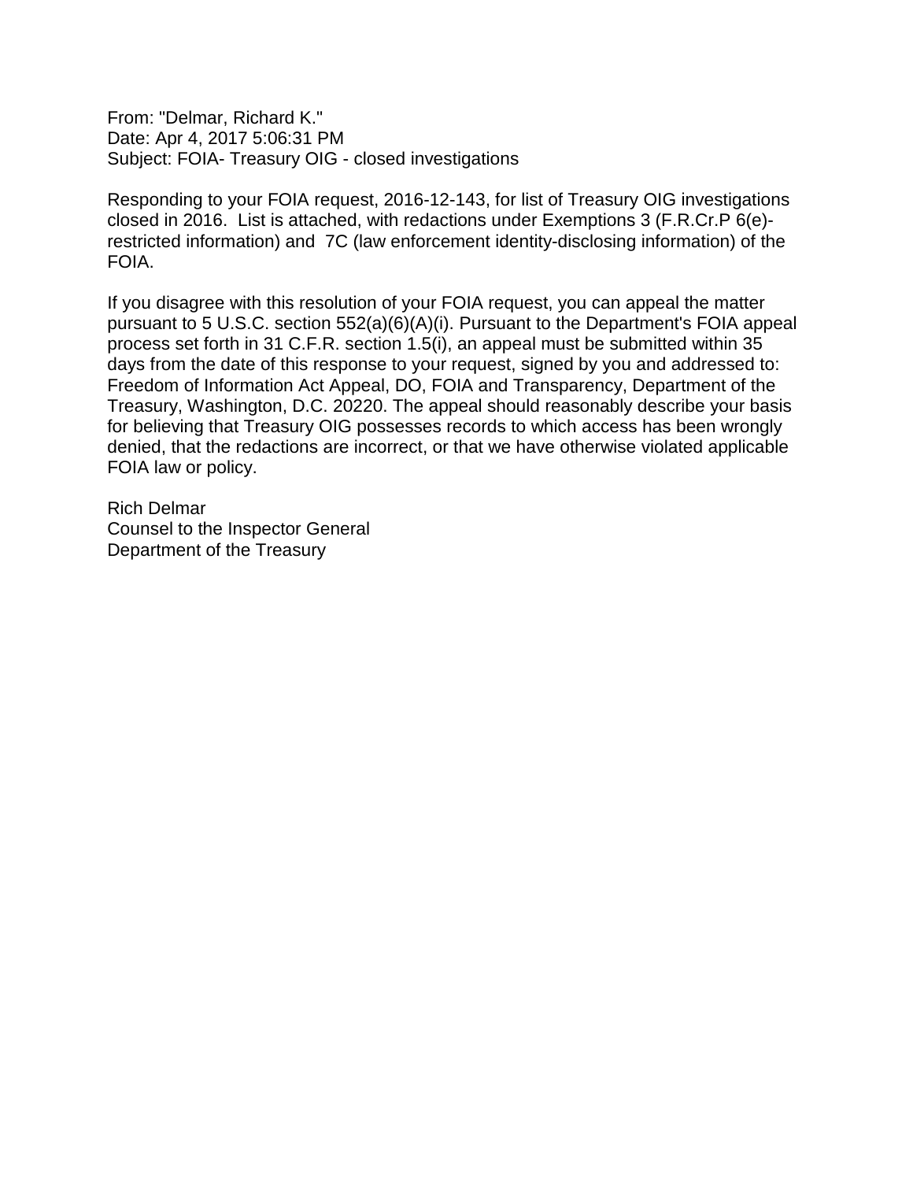From: "Delmar, Richard K."
Date: Apr 4, 2017 5:06:31 PM
Subject: FOIA- Treasury OIG - closed investigations

Responding to your FOIA request, 2016-12-143, for list of Treasury OIG investigations closed in 2016. List is attached, with redactions under Exemptions 3 (F.R.Cr.P 6(e)-restricted information) and 7C (law enforcement identity-disclosing information) of the FOIA.

If you disagree with this resolution of your FOIA request, you can appeal the matter pursuant to 5 U.S.C. section 552(a)(6)(A)(i). Pursuant to the Department's FOIA appeal process set forth in 31 C.F.R. section 1.5(i), an appeal must be submitted within 35 days from the date of this response to your request, signed by you and addressed to: Freedom of Information Act Appeal, DO, FOIA and Transparency, Department of the Treasury, Washington, D.C. 20220. The appeal should reasonably describe your basis for believing that Treasury OIG possesses records to which access has been wrongly denied, that the redactions are incorrect, or that we have otherwise violated applicable FOIA law or policy.

Rich Delmar
Counsel to the Inspector General
Department of the Treasury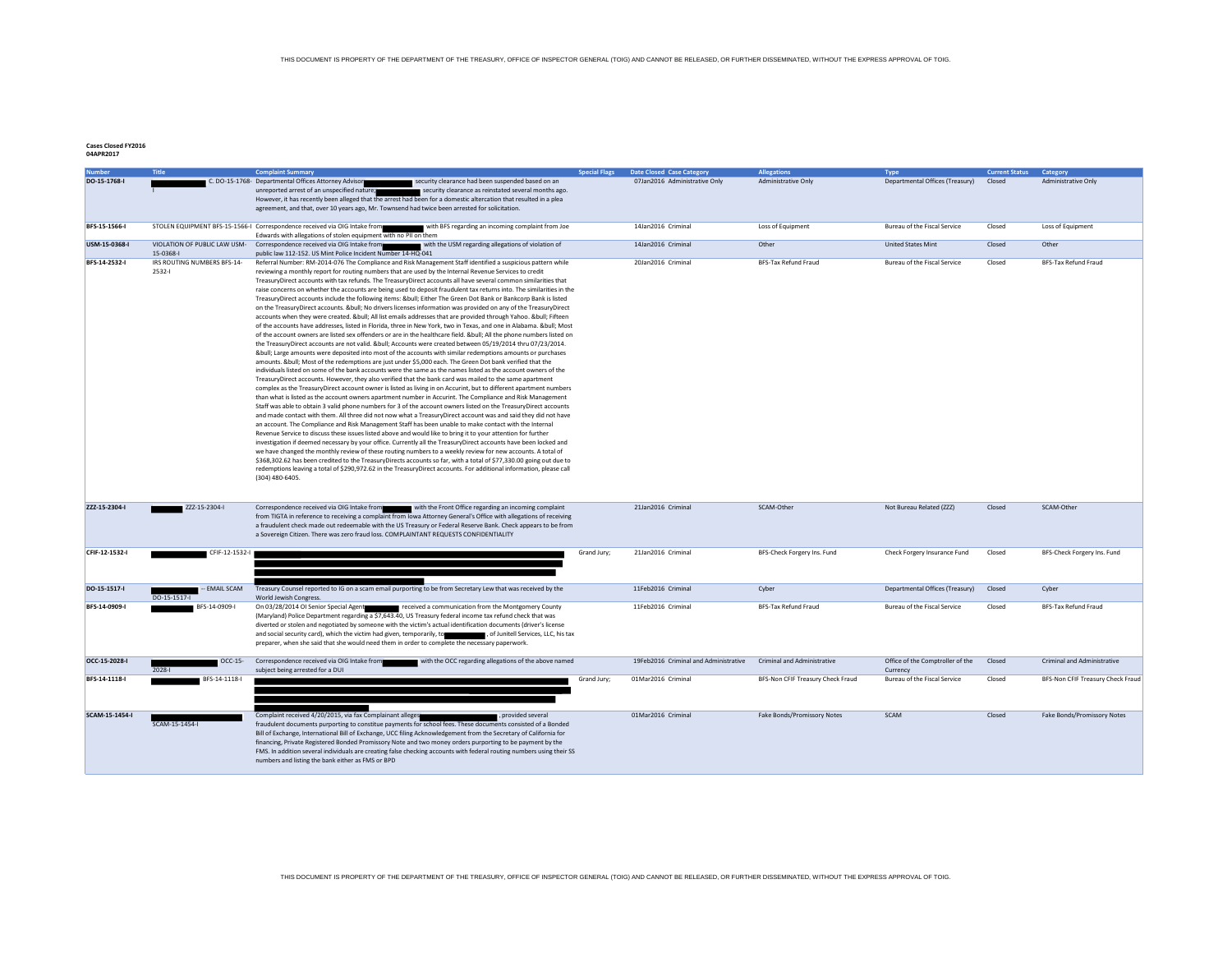**Cases Closed FY2016**
**04APR2017**

| Number | Title | Complaint Summary | Special Flags | Date Closed | Case Category | Allegations | Type | Current Status | Category |
|---|---|---|---|---|---|---|---|---|---|
| DO-15-1768-I | C. DO-15-1768-I | Departmental Offices Attorney Advisor security clearance had been suspended based on an unreported arrest of an unspecified nature; security clearance as reinstated several months ago. However, it has recently been alleged that the arrest had been for a domestic altercation that resulted in a plea agreement, and that, over 10 years ago, Mr. Townsend had twice been arrested for solicitation. | | 07Jan2016 | Administrative Only | Administrative Only | Departmental Offices (Treasury) | Closed | Administrative Only |
| BFS-15-1566-I | STOLEN EQUIPMENT BFS-15-1566-I | Correspondence received via OIG Intake from with BFS regarding an incoming complaint from Joe Edwards with allegations of stolen equipment with no PII on them | | 14Jan2016 | Criminal | Loss of Equipment | Bureau of the Fiscal Service | Closed | Loss of Equipment |
| USM-15-0368-I | VIOLATION OF PUBLIC LAW USM-15-0368-I | Correspondence received via OIG Intake from with the USM regarding allegations of violation of public law 112-152. US Mint Police Incident Number 14-HQ-041 | | 14Jan2016 | Criminal | Other | United States Mint | Closed | Other |
| BFS-14-2532-I | IRS ROUTING NUMBERS BFS-14-2532-I | Referral Number: RM-2014-076 The Compliance and Risk Management Staff identified a suspicious pattern while reviewing a monthly report for routing numbers that are used by the Internal Revenue Services to credit TreasuryDirect accounts with tax refunds. The TreasuryDirect accounts all have several common similarities that raise concerns on whether the accounts are being used to deposit fraudulent tax returns into. The similarities in the TreasuryDirect accounts include the following items: &bull; Either The Green Dot Bank or Bankcorp Bank is listed on the TreasuryDirect accounts. &bull; No drivers licenses information was provided on any of the TreasuryDirect accounts when they were created. &bull; All list emails addresses that are provided through Yahoo. &bull; Fifteen of the accounts have addresses, listed in Florida, three in New York, two in Texas, and one in Alabama. &bull; Most of the account owners are listed sex offenders or are in the healthcare field. &bull; All the phone numbers listed on the TreasuryDirect accounts are not valid. &bull; Accounts were created between 05/19/2014 thru 07/23/2014. &bull; Large amounts were deposited into most of the accounts with similar redemptions amounts or purchases amounts. &bull; Most of the redemptions are just under $5,000 each. The Green Dot bank verified that the individuals listed on some of the bank accounts were the same as the names listed as the account owners of the TreasuryDirect accounts. However, they also verified that the bank card was mailed to the same apartment complex as the TreasuryDirect account owner is listed as living in on Accurint, but to different apartment numbers than what is listed as the account owners apartment number in Accurint. The Compliance and Risk Management Staff was able to obtain 3 valid phone numbers for 3 of the account owners listed on the TreasuryDirect accounts and made contact with them. All three did not now what a TreasuryDirect account was and said they did not have an account. The Compliance and Risk Management Staff has been unable to make contact with the Internal Revenue Service to discuss these issues listed above and would like to bring it to your attention for further investigation if deemed necessary by your office. Currently all the TreasuryDirect accounts have been locked and we have changed the monthly review of these routing numbers to a weekly review for new accounts. A total of $368,302.62 has been credited to the TreasuryDirects accounts so far, with a total of $77,330.00 going out due to redemptions leaving a total of $290,972.62 in the TreasuryDirect accounts. For additional information, please call (304) 480-6405. | | 20Jan2016 | Criminal | BFS-Tax Refund Fraud | Bureau of the Fiscal Service | Closed | BFS-Tax Refund Fraud |
| ZZZ-15-2304-I | ZZZ-15-2304-I | Correspondence received via OIG Intake from with the Front Office regarding an incoming complaint from TIGTA in reference to receiving a complaint from Iowa Attorney General's Office with allegations of receiving a fraudulent check made out redeemable with the US Treasury or Federal Reserve Bank. Check appears to be from a Sovereign Citizen. There was zero fraud loss. COMPLAINTANT REQUESTS CONFIDENTIALITY | | 21Jan2016 | Criminal | SCAM-Other | Not Bureau Related (ZZZ) | Closed | SCAM-Other |
| CFIF-12-1532-I | CFIF-12-1532-I | | Grand Jury; | 21Jan2016 | Criminal | BFS-Check Forgery Ins. Fund | Check Forgery Insurance Fund | Closed | BFS-Check Forgery Ins. Fund |
| DO-15-1517-I | -- EMAIL SCAM DO-15-1517-I | Treasury Counsel reported to IG on a scam email purporting to be from Secretary Lew that was received by the World Jewish Congress. | | 11Feb2016 | Criminal | Cyber | Departmental Offices (Treasury) | Closed | Cyber |
| BFS-14-0909-I | BFS-14-0909-I | On 03/28/2014 OI Senior Special Agent received a communication from the Montgomery County (Maryland) Police Department regarding a $7,643.40, US Treasury federal income tax refund check that was diverted or stolen and negotiated by someone with the victim's actual identification documents (driver's license and social security card), which the victim had given, temporarily, to , of Junitell Services, LLC, his tax preparer, when she said that she would need them in order to complete the necessary paperwork. | | 11Feb2016 | Criminal | BFS-Tax Refund Fraud | Bureau of the Fiscal Service | Closed | BFS-Tax Refund Fraud |
| OCC-15-2028-I | OCC-15-2028-I | Correspondence received via OIG Intake from with the OCC regarding allegations of the above named subject being arrested for a DUI | | 19Feb2016 | Criminal and Administrative | Criminal and Administrative | Office of the Comptroller of the Currency | Closed | Criminal and Administrative |
| BFS-14-1118-I | BFS-14-1118-I | | Grand Jury; | 01Mar2016 | Criminal | BFS-Non CFIF Treasury Check Fraud | Bureau of the Fiscal Service | Closed | BFS-Non CFIF Treasury Check Fraud |
| SCAM-15-1454-I | SCAM-15-1454-I | Complaint received 4/20/2015, via fax Complainant alleges , provided several fraudulent documents purporting to constitue payments for school fees. These documents consisted of a Bonded Bill of Exchange, International Bill of Exchange, UCC filing Acknowledgement from the Secretary of California for financing, Private Registered Bonded Promissory Note and two money orders purporting to be payment by the FMS. In addition several individuals are creating false checking accounts with federal routing numbers using their SS numbers and listing the bank either as FMS or BPD | | 01Mar2016 | Criminal | Fake Bonds/Promissory Notes | SCAM | Closed | Fake Bonds/Promissory Notes |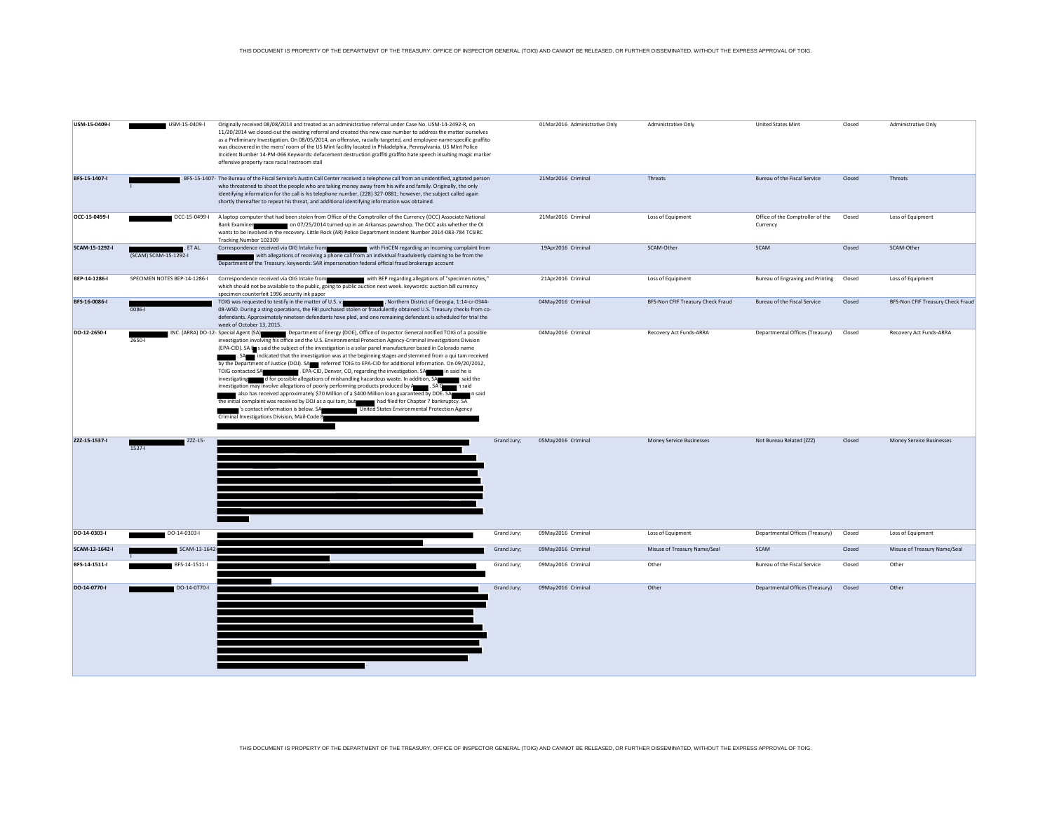| | | | | | | | | | |
|---|---|---|---|---|---|---|---|---|---|
| USM-15-0409-I | USM-15-0409-I | Originally received 08/08/2014 and treated as an administrative referral under Case No. USM-14-2492-R, on 11/20/2014 we closed-out the existing referral and created this new case number to address the matter ourselves as a Preliminary Investigation. On 08/05/2014, an offensive, racially-targeted, and employee-name-specific graffito was discovered in the mens' room of the US Mint facility located in Philadelphia, Pennsylvania. US MInt Police Incident Number 14-PM-066 Keywords: defacement destruction graffiti graffito hate speech insulting magic marker offensive property race racial restroom stall | | 01Mar2016 Administrative Only | Administrative Only | United States Mint | Closed | Administrative Only |
| BFS-15-1407-I | . BFS-15-1407-I | The Bureau of the Fiscal Service's Austin Call Center received a telephone call from an unidentified, agitated person who threatened to shoot the people who are taking money away from his wife and family. Originally, the only identifying information for the call is his telephone number, (228) 327-0881; however, the subject called again shortly thereafter to repeat his threat, and additional identifying information was obtained. | | 21Mar2016 Criminal | Threats | Bureau of the Fiscal Service | Closed | Threats |
| OCC-15-0499-I | OCC-15-0499-I | A laptop computer that had been stolen from Office of the Comptroller of the Currency (OCC) Associate National Bank Examiner on 07/25/2014 turned-up in an Arkansas pawnshop. The OCC asks whether the OI wants to be involved in the recovery. Little Rock (AR) Police Department Incident Number 2014-083-784 TCSIRC Tracking Number 102309 | | 21Mar2016 Criminal | Loss of Equipment | Office of the Comptroller of the Currency | Closed | Loss of Equipment |
| SCAM-15-1292-I | , ET AL. (SCAM) SCAM-15-1292-I | Correspondence received via OIG Intake from with FinCEN regarding an incoming complaint from with allegations of receiving a phone call from an individual fraudulently claiming to be from the Department of the Treasury. keywords: SAR impersonation federal official fraud brokerage account | | 19Apr2016 Criminal | SCAM-Other | SCAM | Closed | SCAM-Other |
| BEP-14-1286-I | SPECIMEN NOTES BEP-14-1286-I | Correspondence received via OIG Intake from with BEP regarding allegations of "specimen notes," which should not be available to the public, going to public auction next week. keywords: auction bill currency specimen counterfeit 1996 security ink paper | | 21Apr2016 Criminal | Loss of Equipment | Bureau of Engraving and Printing | Closed | Loss of Equipment |
| BFS-16-0086-I | 0086-I | TOIG was requested to testify in the matter of U.S. v. , Northern District of Georgia, 1:14-cr-0344-08-WSD. During a sting operations, the FBI purchased stolen or fraudulently obtained U.S. Treasury checks from co-defendants. Approximately nineteen defendants have pled, and one remaining defendant is scheduled for trial the week of October 13, 2015. | | 04May2016 Criminal | BFS-Non CFIF Treasury Check Fraud | Bureau of the Fiscal Service | Closed | BFS-Non CFIF Treasury Check Fraud |
| DO-12-2650-I | INC. (ARRA) DO-12-2650-I | Special Agent (SA) Department of Energy (DOE), Office of Inspector General notified TOIG of a possible investigation involving his office and the U.S. Environmental Protection Agency-Criminal Investigations Division (EPA-CID). SA s said the subject of the investigation is a solar panel manufacturer based in Colorado name . SA indicated that the investigation was at the beginning stages and stemmed from a qui tam received by the Department of Justice (DOJ). SA referred TOIG to EPA-CID for additional information. On 09/20/2012, TOIG contacted SA , EPA-CID, Denver, CO, regarding the investigation. SA n said he is investigating d for possible allegations of mishandling hazardous waste. In addition, SA said the investigation may involve allegations of poorly performing products produced by . SA n said also has received approximately $70 Million of a $400 Million loan guaranteed by DOE. SA n said the initial complaint was received by DOJ as a qui tam, but had filed for Chapter 7 bankruptcy. SA 's contact information is below. SA United States Environmental Protection Agency Criminal Investigations Division, Mail-Code 8 | | 04May2016 Criminal | Recovery Act Funds-ARRA | Departmental Offices (Treasury) | Closed | Recovery Act Funds-ARRA |
| ZZZ-15-1537-I | ZZZ-15-1537-I | | Grand Jury; | 05May2016 Criminal | Money Service Businesses | Not Bureau Related (ZZZ) | Closed | Money Service Businesses |
| DO-14-0303-I | DO-14-0303-I | | Grand Jury; | 09May2016 Criminal | Loss of Equipment | Departmental Offices (Treasury) | Closed | Loss of Equipment |
| SCAM-13-1642-I | SCAM-13-1642-I | | Grand Jury; | 09May2016 Criminal | Misuse of Treasury Name/Seal | SCAM | Closed | Misuse of Treasury Name/Seal |
| BFS-14-1511-I | BFS-14-1511-I | | Grand Jury; | 09May2016 Criminal | Other | Bureau of the Fiscal Service | Closed | Other |
| DO-14-0770-I | DO-14-0770-I | | Grand Jury; | 09May2016 Criminal | Other | Departmental Offices (Treasury) | Closed | Other |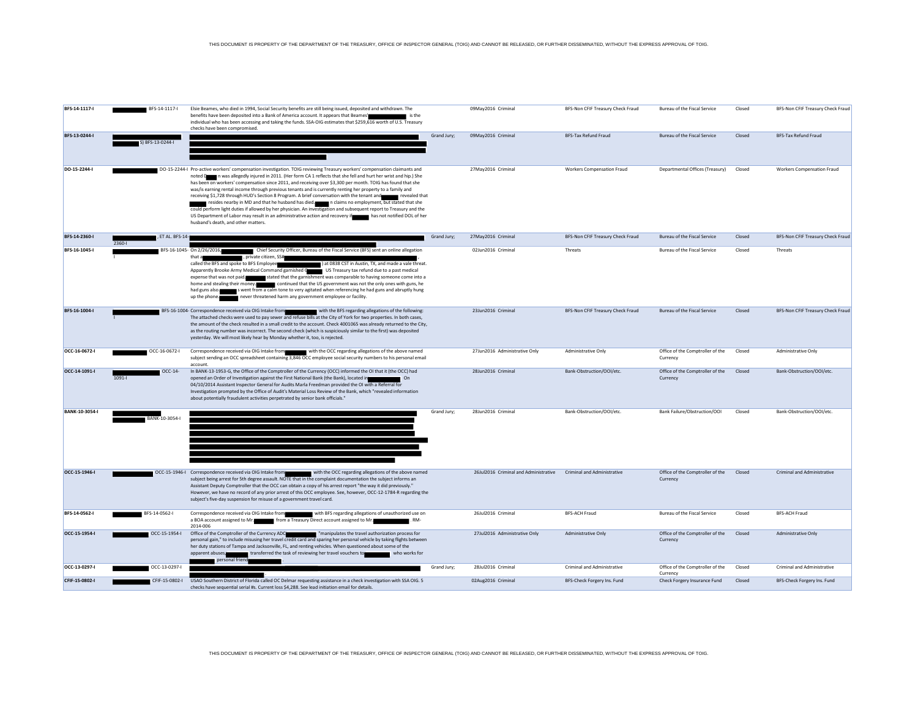| | | | | | | | | | | |
|---|---|---|---|---|---|---|---|---|---|---|
| BFS-14-1117-I | BFS-14-1117-I | Elsie Beames, who died in 1994, Social Security benefits are still being issued, deposited and withdrawn. The benefits have been deposited into a Bank of America account. It appears that Beames' is the individual who has been accessing and taking the funds. SSA-OIG estimates that $259,616 worth of U.S. Treasury checks have been compromised. | | 09May2016 | Criminal | BFS-Non CFIF Treasury Check Fraud | Bureau of the Fiscal Service | Closed | BFS-Non CFIF Treasury Check Fraud |
| BFS-13-0244-I | S) BFS-13-0244-I | | Grand Jury; | 09May2016 | Criminal | BFS-Tax Refund Fraud | Bureau of the Fiscal Service | Closed | BFS-Tax Refund Fraud |
| DO-15-2244-I | DO-15-2244-I | Pro-active workers' compensation investigation. TOIG reviewing Treasury workers' compensation claimants and noted D n was allegedly injured in 2011. (Her form CA 1 reflects that she fell and hurt her wrist and hip.) She has been on workers' compensation since 2011, and receiving over $3,300 per month. TOIG has found that she was/is earning rental income through previous tenants and is currently renting her property to a family and receiving $1,728 through HUD's Section 8 Program. A brief conversation with the tenant and revealed that resides nearby in MD and that he husband has died. n claims no employment, but stated that she could perform light duties if allowed by her physician. An investigation and subsequent report to Treasury and the US Department of Labor may result in an administrative action and recovery if has not notified DOL of her husband's death, and other matters. | | 27May2016 | Criminal | Workers Compensation Fraud | Departmental Offices (Treasury) | Closed | Workers Compensation Fraud |
| BFS-14-2360-I | , ET AL. BFS-14-2360-I | | Grand Jury; | 27May2016 | Criminal | BFS-Non CFIF Treasury Check Fraud | Bureau of the Fiscal Service | Closed | BFS-Non CFIF Treasury Check Fraud |
| BFS-16-1045-I | BFS-16-1045-I | On 2/26/2016, Chief Security Officer, Bureau of the Fiscal Service (BFS) sent an online allegation that a , private citizen, SSN , called the BFS and spoke to BFS Employee ) at 0838 CST in Austin, TX, and made a vale threat. Apparently Brooke Army Medical Command garnished US Treasury tax refund due to a past medical expense that was not paid. stated that the garnishment was comparable to having someone come into a home and stealing their money. continued that the US government was not the only ones with guns, he had guns also. s went from a calm tone to very agitated when referencing he had guns and abruptly hung up the phone. never threatened harm any government employee or facility. | | 02Jun2016 | Criminal | Threats | Bureau of the Fiscal Service | Closed | Threats |
| BFS-16-1004-I | BFS-16-1004-I | Correspondence received via OIG Intake from with the BFS regarding allegations of the following: The attached checks were used to pay sewer and refuse bills at the City of York for two properties. In both cases, the amount of the check resulted in a small credit to the account. Check 4001065 was already returned to the City, as the routing number was incorrect. The second check (which is suspiciously similar to the first) was deposited yesterday. We will most likely hear by Monday whether it, too, is rejected. | | 23Jun2016 | Criminal | BFS-Non CFIF Treasury Check Fraud | Bureau of the Fiscal Service | Closed | BFS-Non CFIF Treasury Check Fraud |
| OCC-16-0672-I | OCC-16-0672-I | Correspondence received via OIG Intake from with the OCC regarding allegations of the above named subject sending an OCC spreadsheet containing 3,846 OCC employee social security numbers to his personal email account. | | 27Jun2016 | Administrative Only | Administrative Only | Office of the Comptroller of the Currency | Closed | Administrative Only |
| OCC-14-1091-I | OCC-14-1091-I | In BANK-13-1953-G, the Office of the Comptroller of the Currency (OCC) informed the OI that it (the OCC) had opened an Order of Investigation against the First National Bank (the Bank), located in . On 04/10/2014 Assistant Inspector General for Audits Marla Freedman provided the OI with a Referral for Investigation prompted by the Office of Audit's Material Loss Review of the Bank, which "revealed information about potentially fraudulent activities perpetrated by senior bank officials." | | 28Jun2016 | Criminal | Bank-Obstruction/OOI/etc. | Office of the Comptroller of the Currency | Closed | Bank-Obstruction/OOI/etc. |
| BANK-10-3054-I | BANK-10-3054-I | | Grand Jury; | 28Jun2016 | Criminal | Bank-Obstruction/OOI/etc. | Bank Failure/Obstruction/OOI | Closed | Bank-Obstruction/OOI/etc. |
| OCC-15-1946-I | OCC-15-1946-I | Correspondence received via OIG Intake from with the OCC regarding allegations of the above named subject being arrest for 5th degree assault. NOTE that in the complaint documentation the subject informs an Assistant Deputy Comptroller that the OCC can obtain a copy of his arrest report "the way it did previously." However, we have no record of any prior arrest of this OCC employee. See, however, OCC-12-1784-R regarding the subject's five-day suspension for misuse of a government travel card. | | 26Jul2016 | Criminal and Administrative | Criminal and Administrative | Office of the Comptroller of the Currency | Closed | Criminal and Administrative |
| BFS-14-0562-I | BFS-14-0562-I | Correspondence received via OIG Intake from with BFS regarding allegations of unauthorized use on a BOA account assigned to Mr. from a Treasury Direct account assigned to Mr. . RM-2014-006 | | 26Jul2016 | Criminal | BFS-ACH Fraud | Bureau of the Fiscal Service | Closed | BFS-ACH Fraud |
| OCC-15-1954-I | OCC-15-1954-I | Office of the Comptroller of the Currency ADC "manipulates the travel authorization process for personal gain," to include misusing her travel credit card and sparing her personal vehicle by taking flights between her duty stations of Tampa and Jacksonville, FL, and renting vehicles. When questioned about some of the apparent abuses, transferred the task of reviewing her travel vouchers to who works for personal friend . | | 27Jul2016 | Administrative Only | Administrative Only | Office of the Comptroller of the Currency | Closed | Administrative Only |
| OCC-13-0297-I | OCC-13-0297-I | . | Grand Jury; | 28Jul2016 | Criminal | Criminal and Administrative | Office of the Comptroller of the Currency | Closed | Criminal and Administrative |
| CFIF-15-0802-I | CFIF-15-0802-I | USAO Southern District of Florida called OC Delmar requesting assistance in a check investigation with SSA OIG. 5 checks have sequential serial #s. Current loss $4,288. See lead initiation email for details. | | 02Aug2016 | Criminal | BFS-Check Forgery Ins. Fund | Check Forgery Insurance Fund | Closed | BFS-Check Forgery Ins. Fund |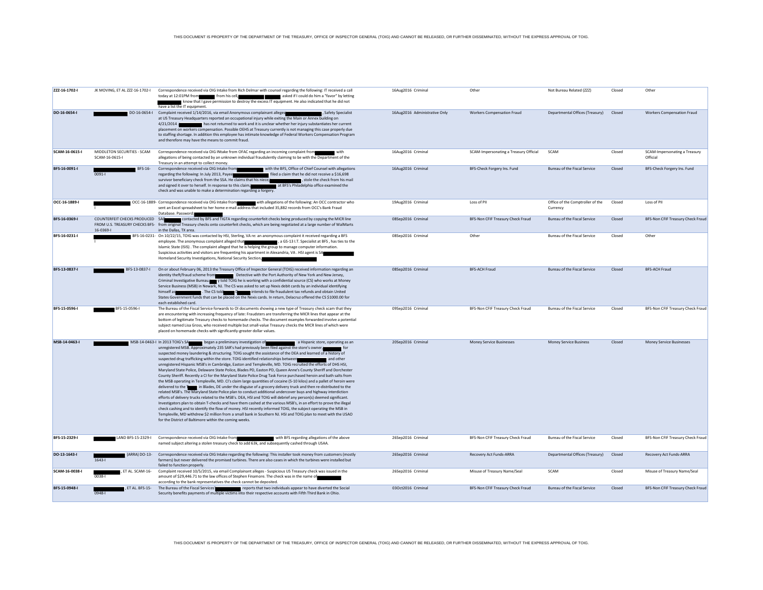| ZZZ-16-1702-I | JK MOVING, ET AL ZZZ-16-1702-I | Correspondence received via OIG Intake from Rich Delmar with counsel regarding the following: IT received a call today at 12:01PM from [REDACTED] from his cell, [REDACTED] [REDACTED] asked if I could do him a "favor" by letting [REDACTED] know that I gave permission to destroy the excess IT equipment. He also indicated that he did not have a list the IT equipment. | 16Aug2016 | Criminal | Other | Not Bureau Related (ZZZ) | Closed | Other |
|---|---|---|---|---|---|---|---|---|
| DO-16-0654-I | [REDACTED] DO-16-0654-I | Complaint received 1/14/2016, via email Anonymous complainant alleges [REDACTED], Safety Specialist at US Treasury Headquarters reported an occupational injury while exiting the Main or Annex building on 4/21/2014 - [REDACTED] has not returned to work and it is unclear whether her injury substantiates her current placement on workers compensation. Possible OEHS at Treasury currently is not managing this case properly due to staffing shortage. In addition this employee has intimate knowledge of Federal Workers Compensation Program and therefore may have the means to commit fraud. | 16Aug2016 | Administrative Only | Workers Compensation Fraud | Departmental Offices (Treasury) | Closed | Workers Compensation Fraud |
| SCAM-16-0615-I | MIDDLETON SECURITIES - SCAM SCAM-16-0615-I | Correspondence received via OIG INtake from OFAC regarding an incoming complaint from [REDACTED] with allegations of being contacted by an unknown individual fraudulently claiming to be with the Department of the Treasury in an attempt to collect money. | 16Aug2016 | Criminal | SCAM-Impersonating a Treasury Official | SCAM | Closed | SCAM-Impersonating a Treasury Official |
| BFS-16-0091-I | [REDACTED] BFS-16-0091-I | Correspondence received via OIG Intake from [REDACTED] with the BFS, Office of Chief Counsel with allegations regarding the following: In July 2013, Payee [REDACTED] filed a claim that he did not receive a $16,698 survivor beneficiary check from the SSA. He claims that his niece, [REDACTED], stole the check from his mail and signed it over to herself. In response to this claim, [REDACTED] at BFS's Philadelphia office examined the check and was unable to make a determination regarding a forgery. | 16Aug2016 | Criminal | BFS-Check Forgery Ins. Fund | Bureau of the Fiscal Service | Closed | BFS-Check Forgery Ins. Fund |
| OCC-16-1889-I | [REDACTED] OCC-16-1889-I | Correspondence received via OIG Intake from [REDACTED] with allegations of the following: An OCC contractor who sent an Excel spreadsheet to her home e-mail address that included 35,882 records from OCC's Bank Fraud Database. Password: [REDACTED] | 19Aug2016 | Criminal | Loss of PII | Office of the Comptroller of the Currency | Closed | Loss of PII |
| BFS-16-0369-I | COUNTERFEIT CHECKS PRODUCED FROM U.S. TREASURY CHECKS BFS-16-0369-I | SA [REDACTED] contacted by BFS and TIGTA regarding counterfeit checks being produced by copying the MICR line from original Treasury checks onto counterfeit checks, which are being negotiated at a large number of WalMarts in the Dallas, TX area. | 08Sep2016 | Criminal | BFS-Non CFIF Treasury Check Fraud | Bureau of the Fiscal Service | Closed | BFS-Non CFIF Treasury Check Fraud |
| BFS-16-0231-I | [REDACTED] BFS-16-0231-I | On 10/22/15, TOIG was contacted by HSI, Sterling, VA re: an anonymous complaint it received regarding a BFS employee. The anonymous complaint alleged that [REDACTED], a GS-13 I.T. Specialist at BFS, has ties to the Islamic State (ISIS). The complaint alleged that he is helping the group to manage computer information. Suspicious activities and visitors are frequenting his apartment in Alexandria, VA. HSI agent is SA [REDACTED] Homeland Security Investigations, National Security Section, [REDACTED] | 08Sep2016 | Criminal | Other | Bureau of the Fiscal Service | Closed | Other |
| BFS-13-0837-I | [REDACTED] BFS-13-0837-I | On or about February 06, 2013 the Treasury Office of Inspector General (TOIG) received information regarding an identity theft/fraud scheme from [REDACTED] Detective with the Port Authority of New York and New Jersey, Criminal Investigative Bureau. [REDACTED] y told TOIG he is working with a confidential source (CS) who works at Money Service Business (MSB) in Newark, NJ. The CS was asked to set up Nexis debit cards by an individual identifying himself as [REDACTED]. The CS told [REDACTED] D [REDACTED] intends to file fraudulent tax refunds and obtain United States Government funds that can be placed on the Nexis cards. In return, Delacruz offered the CS $1000.00 for each established card. | 08Sep2016 | Criminal | BFS-ACH Fraud | Bureau of the Fiscal Service | Closed | BFS-ACH Fraud |
| BFS-15-0596-I | [REDACTED] BFS-15-0596-I | The Bureau of the Fiscal Service forwards to OI documents showing a new type of Treasury check scam that they are encountering with increasing frequency of late: Fraudsters are transferring the MICR lines that appear at the bottom of legitimate Treasury checks to homemade checks. The document examples forwarded involve a potential subject named Lisa Gross, who received multiple but small-value Treasury checks the MICR lines of which were placed on homemade checks with significantly-greater dollar values. | 09Sep2016 | Criminal | BFS-Non CFIF Treasury Check Fraud | Bureau of the Fiscal Service | Closed | BFS-Non CFIF Treasury Check Fraud |
| MSB-14-0463-I | [REDACTED] MSB-14-0463-I | In 2013 TOIG's SA [REDACTED] began a preliminary investigation of [REDACTED] a Hispanic store, operating as an unregistered MSB. Approximately 235 SAR's had previously been filed against the store's owner, [REDACTED] for suspected money laundering & structuring. TOIG sought the assistance of the DEA and learned of a history of suspected drug trafficking within the store. TOIG identified relationships between [REDACTED] and other unregistered Hispanic MSB's in Cambridge, Easton and Templeville, MD. TOIG recruited the efforts of DHS HSI, Maryland State Police, Delaware State Police, Blades PD, Easton PD, Queen Anne's County Sheriff and Dorchester County Sheriff. Recently a CI for the Maryland State Police Drug Task Force purchased heroin and bath salts from the MSB operating in Templeville, MD. CI's claim large quantities of cocaine (5-10 kilos) and a pallet of heroin were delivered to the [REDACTED] in Blades, DE under the disguise of a grocery delivery truck and then re-distributed to the related MSB's. The Maryland State Police plan to conduct additional undercover buys and highway interdiction efforts of delivery trucks related to the MSB's. DEA, HSI and TOIG will debrief any person(s) deemed significant. Investigators plan to obtain T-checks and have them cashed at the various MSB's, in an effort to prove the illegal check cashing and to identify the flow of money. HSI recently informed TOIG, the subject operating the MSB in Templeville, MD withdrew $2 million from a small bank in Southern NJ. HSI and TOIG plan to meet with the USAO for the District of Baltimore within the coming weeks. | 20Sep2016 | Criminal | Money Service Businesses | Money Service Business | Closed | Money Service Businesses |
| BFS-15-2329-I | [REDACTED] LAND BFS-15-2329-I | Correspondence received via OIG Intake from [REDACTED] with BFS regarding allegations of the above named subject altering a stolen treasury check to add 63k, and subsequently cashed through USAA. | 26Sep2016 | Criminal | BFS-Non CFIF Treasury Check Fraud | Bureau of the Fiscal Service | Closed | BFS-Non CFIF Treasury Check Fraud |
| DO-13-1643-I | [REDACTED] (ARRA) DO-13-1643-I | Correspondence received via OIG Intake regarding the following: This installer took money from customers (mostly farmers) but never delivered the promised turbines. There are also cases in which the turbines were installed but failed to function properly. | 26Sep2016 | Criminal | Recovery Act Funds-ARRA | Departmental Offices (Treasury) | Closed | Recovery Act Funds-ARRA |
| SCAM-16-0038-I | [REDACTED], ET AL. SCAM-16-0038-I | Complaint received 10/5/2015, via email Complainant alleges - Suspicious US Treasury check was issued in the amount of $29,446.71 to the law offices of Stephen Finamore. The check was in the name of [REDACTED] according to the bank representatives the check cannot be deposited. | 26Sep2016 | Criminal | Misuse of Treasury Name/Seal | SCAM | Closed | Misuse of Treasury Name/Seal |
| BFS-15-0948-I | [REDACTED], ET AL. BFS-15-0948-I | The Bureau of the Fiscal Service's [REDACTED] reports that two individuals appear to have diverted the Social Security benefits payments of multiple victims into their respective accounts with Fifth Third Bank in Ohio. | 03Oct2016 | Criminal | BFS-Non CFIF Treasury Check Fraud | Bureau of the Fiscal Service | Closed | BFS-Non CFIF Treasury Check Fraud |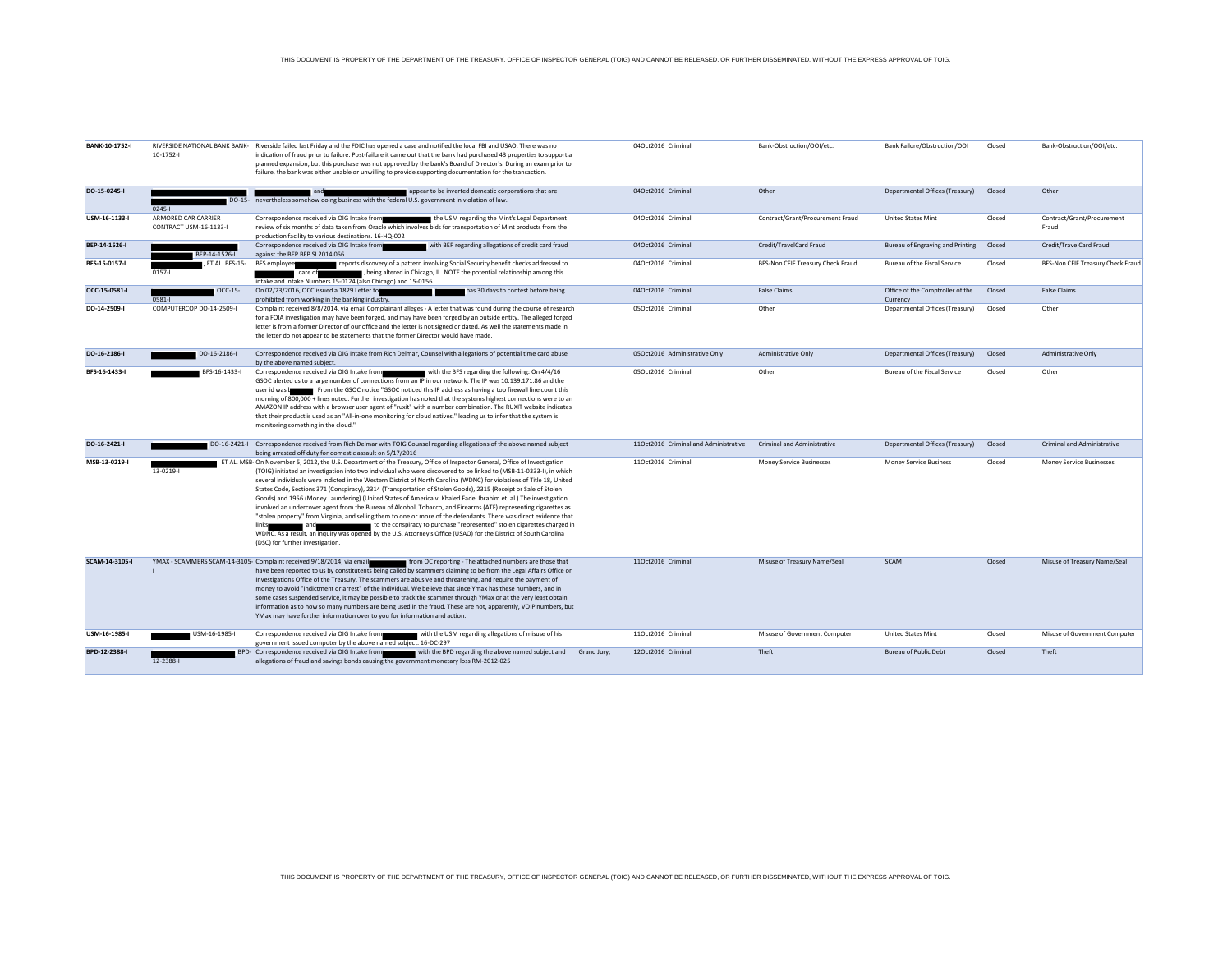| | | | | | | | | | |
|---|---|---|---|---|---|---|---|---|---|
| **BANK-10-1752-I** | RIVERSIDE NATIONAL BANK BANK-10-1752-I | Riverside failed last Friday and the FDIC has opened a case and notified the local FBI and USAO. There was no indication of fraud prior to failure. Post-failure it came out that the bank had purchased 43 properties to support a planned expansion, but this purchase was not approved by the bank's Board of Director's. During an exam prior to failure, the bank was either unable or unwilling to provide supporting documentation for the transaction. | | 04Oct2016 | Criminal | Bank-Obstruction/OOI/etc. | Bank Failure/Obstruction/OOI | Closed | Bank-Obstruction/OOI/etc. |
| **DO-15-0245-I** | DO-15-0245-I | and appear to be inverted domestic corporations that are nevertheless somehow doing business with the federal U.S. government in violation of law. | | 04Oct2016 | Criminal | Other | Departmental Offices (Treasury) | Closed | Other |
| **USM-16-1133-I** | ARMORED CAR CARRIER CONTRACT USM-16-1133-I | Correspondence received via OIG Intake from the USM regarding the Mint's Legal Department review of six months of data taken from Oracle which involves bids for transportation of Mint products from the production facility to various destinations. 16-HQ-002 | | 04Oct2016 | Criminal | Contract/Grant/Procurement Fraud | United States Mint | Closed | Contract/Grant/Procurement Fraud |
| **BEP-14-1526-I** | BEP-14-1526-I | Correspondence received via OIG Intake from with BEP regarding allegations of credit card fraud against the BEP BEP SI 2014 056 | | 04Oct2016 | Criminal | Credit/TravelCard Fraud | Bureau of Engraving and Printing | Closed | Credit/TravelCard Fraud |
| **BFS-15-0157-I** | , ET AL. BFS-15-0157-I | BFS employee reports discovery of a pattern involving Social Security benefit checks addressed to care of , being altered in Chicago, IL. NOTE the potential relationship among this intake and Intake Numbers 15-0124 (also Chicago) and 15-0156. | | 04Oct2016 | Criminal | BFS-Non CFIF Treasury Check Fraud | Bureau of the Fiscal Service | Closed | BFS-Non CFIF Treasury Check Fraud |
| **OCC-15-0581-I** | OCC-15-0581-I | On 02/23/2016, OCC issued a 1829 Letter to has 30 days to contest before being prohibited from working in the banking industry. | | 04Oct2016 | Criminal | False Claims | Office of the Comptroller of the Currency | Closed | False Claims |
| **DO-14-2509-I** | COMPUTERCOP DO-14-2509-I | Complaint received 8/8/2014, via email Complainant alleges - A letter that was found during the course of research for a FOIA investigation may have been forged, and may have been forged by an outside entity. The alleged forged letter is from a former Director of our office and the letter is not signed or dated. As well the statements made in the letter do not appear to be statements that the former Director would have made. | | 05Oct2016 | Criminal | Other | Departmental Offices (Treasury) | Closed | Other |
| **DO-16-2186-I** | DO-16-2186-I | Correspondence received via OIG Intake from Rich Delmar, Counsel with allegations of potential time card abuse by the above named subject. | | 05Oct2016 | Administrative Only | Administrative Only | Departmental Offices (Treasury) | Closed | Administrative Only |
| **BFS-16-1433-I** | BFS-16-1433-I | Correspondence received via OIG Intake from with the BFS regarding the following: On 4/4/16 GSOC alerted us to a large number of connections from an IP in our network. The IP was 10.139.171.86 and the user id was . From the GSOC notice "GSOC noticed this IP address as having a top firewall line count this morning of 800,000 + lines noted. Further investigation has noted that the systems highest connections were to an AMAZON IP address with a browser user agent of "ruxit" with a number combination. The RUXIT website indicates that their product is used as an "All-in-one monitoring for cloud natives," leading us to infer that the system is monitoring something in the cloud." | | 05Oct2016 | Criminal | Other | Bureau of the Fiscal Service | Closed | Other |
| **DO-16-2421-I** | DO-16-2421-I | Correspondence received from Rich Delmar with TOIG Counsel regarding allegations of the above named subject being arrested off duty for domestic assault on 5/17/2016 | | 11Oct2016 | Criminal and Administrative | Criminal and Administrative | Departmental Offices (Treasury) | Closed | Criminal and Administrative |
| **MSB-13-0219-I** | ET AL. MSB-13-0219-I | On November 5, 2012, the U.S. Department of the Treasury, Office of Inspector General, Office of Investigation (TOIG) initiated an investigation into two individual who were discovered to be linked to (MSB-11-0333-I), in which several individuals were indicted in the Western District of North Carolina (WDNC) for violations of Title 18, United States Code, Sections 371 (Conspiracy), 2314 (Transportation of Stolen Goods), 2315 (Receipt or Sale of Stolen Goods) and 1956 (Money Laundering) (United States of America v. Khaled Fadel Ibrahim et. al.) The investigation involved an undercover agent from the Bureau of Alcohol, Tobacco, and Firearms (ATF) representing cigarettes as "stolen property" from Virginia, and selling them to one or more of the defendants. There was direct evidence that links and to the conspiracy to purchase "represented" stolen cigarettes charged in WDNC. As a result, an inquiry was opened by the U.S. Attorney's Office (USAO) for the District of South Carolina (DSC) for further investigation. | | 11Oct2016 | Criminal | Money Service Businesses | Money Service Business | Closed | Money Service Businesses |
| **SCAM-14-3105-I** | YMAX - SCAMMERS SCAM-14-3105-I | Complaint received 9/18/2014, via email from OC reporting - The attached numbers are those that have been reported to us by constituents being called by scammers claiming to be from the Legal Affairs Office or Investigations Office of the Treasury. The scammers are abusive and threatening, and require the payment of money to avoid "indictment or arrest" of the individual. We believe that since Ymax has these numbers, and in some cases suspended service, it may be possible to track the scammer through YMax or at the very least obtain information as to how so many numbers are being used in the fraud. These are not, apparently, VOIP numbers, but YMax may have further information over to you for information and action. | | 11Oct2016 | Criminal | Misuse of Treasury Name/Seal | SCAM | Closed | Misuse of Treasury Name/Seal |
| **USM-16-1985-I** | USM-16-1985-I | Correspondence received via OIG Intake from with the USM regarding allegations of misuse of his government issued computer by the above named subject. 16-DC-297 | | 11Oct2016 | Criminal | Misuse of Government Computer | United States Mint | Closed | Misuse of Government Computer |
| **BPD-12-2388-I** | BPD-12-2388-I | Correspondence received via OIG Intake from with the BPD regarding the above named subject and allegations of fraud and savings bonds causing the government monetary loss RM-2012-025 | Grand Jury; | 12Oct2016 | Criminal | Theft | Bureau of Public Debt | Closed | Theft |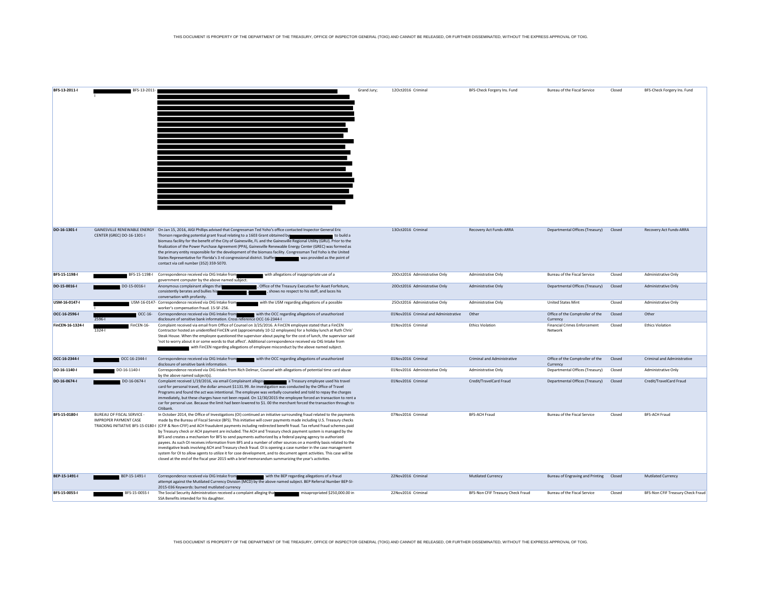THIS DOCUMENT IS PROPERTY OF THE DEPARTMENT OF THE TREASURY, OFFICE OF INSPECTOR GENERAL (TOIG) AND CANNOT BE RELEASED, OR FURTHER DISSEMINATED, WITHOUT THE EXPRESS APPROVAL OF TOIG.

| | | | | | | | | | |
|---|---|---|---|---|---|---|---|---|---|
| **BFS-13-2011-I** | [REDACTED] BFS-13-2011-I | [REDACTED] | Grand Jury; | 12Oct2016 | Criminal | BFS-Check Forgery Ins. Fund | Bureau of the Fiscal Service | Closed | BFS-Check Forgery Ins. Fund |
| **DO-16-1301-I** | GAINESVILLE RENEWABLE ENERGY CENTER (GREC) DO-16-1301-I | On Jan 15, 2016, AIGI Phillips advised that Congressman Ted Yoho's office contacted Inspector General Eric Thorson regarding potential grant fraud relating to a 1603 Grant obtained by [REDACTED] to build a biomass facility for the benefit of the City of Gainesville, FL and the Gainesville Regional Utility (GRU). Prior to the finalization of the Power Purchase Agreement (PPA), Gainesville Renewable Energy Center (GREC) was formed as the primary entity responsible for the development of the biomass facility. Congressman Ted Yoho is the United States Representative for Florida's 3 rd congressional district. Staffer [REDACTED] was provided as the point of contact via cell number (352) 359-5070. | | 13Oct2016 | Criminal | Recovery Act Funds-ARRA | Departmental Offices (Treasury) | Closed | Recovery Act Funds-ARRA |
| **BFS-15-1198-I** | [REDACTED] BFS-15-1198-I | Correspondence received via OIG Intake from [REDACTED] with allegations of inappropriate use of a government computer by the above named subject. | | 20Oct2016 | Administrative Only | Administrative Only | Bureau of the Fiscal Service | Closed | Administrative Only |
| **DO-15-0016-I** | [REDACTED] DO-15-0016-I | Anonymous complainant alleges that [REDACTED], Office of the Treasury Executive for Asset Forfeiture, consistently berates and bullies his [REDACTED] [REDACTED], shows no respect to his staff, and laces his conversation with profanity. | | 20Oct2016 | Administrative Only | Administrative Only | Departmental Offices (Treasury) | Closed | Administrative Only |
| **USM-16-0147-I** | [REDACTED] USM-16-0147-I | Correspondence received via OIG Intake from [REDACTED] with the USM regarding allegations of a possible worker's compensation fraud. 15-SF-256. | | 25Oct2016 | Administrative Only | Administrative Only | United States Mint | Closed | Administrative Only |
| **OCC-16-2596-I** | [REDACTED] OCC-16-2596-I | Correspondence received via OIG Intake from [REDACTED] with the OCC regarding allegations of unauthorized disclosure of sensitive bank information. Cross reference OCC-16-2344-I | | 01Nov2016 | Criminal and Administrative | Other | Office of the Comptroller of the Currency | Closed | Other |
| **FinCEN-16-1324-I** | [REDACTED] FinCEN-16-1324-I | Complaint received via email from Office of Counsel on 3/25/2016. A FinCEN employee stated that a FinCEN Contractor hosted an unidentified FinCEN unit (approximately 10-12 employees) for a holiday lunch at Ruth Chris' Steak House. When the employee questioned the supervisor about paying for the cost of lunch, the supervisor said 'not to worry about it or some words to that affect'. Additional correspondence received via OIG Intake from [REDACTED] with FinCEN regarding allegations of employee misconduct by the above named subject. | | 01Nov2016 | Criminal | Ethics Violation | Financial Crimes Enforcement Network | Closed | Ethics Violation |
| **OCC-16-2344-I** | [REDACTED] OCC-16-2344-I | Correspondence received via OIG Intake from [REDACTED] with the OCC regarding allegations of unauthorized disclosure of sensitive bank information. | | 01Nov2016 | Criminal | Criminal and Administrative | Office of the Comptroller of the Currency | Closed | Criminal and Administrative |
| **DO-16-1140-I** | [REDACTED] DO-16-1140-I | Correspondence received via OIG Intake from Rich Delmar, Counsel with allegations of potential time card abuse by the above named subject(s). | | 01Nov2016 | Administrative Only | Administrative Only | Departmental Offices (Treasury) | Closed | Administrative Only |
| **DO-16-0674-I** | [REDACTED] DO-16-0674-I | Complaint received 1/19/2016, via email Complainant alleges [REDACTED] a Treasury employee used his travel card for personal travel, the dollar amount $1131.99. An investigation was conducted by the Office of Travel Programs and found the act was intentional. The employee was verbally counseled and told to repay the charges immediately, but these charges have not been repaid. On 12/30/2015 the employee forced an transaction to rent a car for personal use. Because the limit had been lowered to $1. 00 the merchant forced the transaction through to Citibank. | | 01Nov2016 | Criminal | Credit/TravelCard Fraud | Departmental Offices (Treasury) | Closed | Credit/TravelCard Fraud |
| **BFS-15-0180-I** | BUREAU OF FISCAL SERVICE - IMPROPER PAYMENT CASE TRACKING INITIATIVE BFS-15-0180-I | In October 2014, the Office of Investigations (OI) continued an initiative surrounding fraud related to the payments made by the Bureau of Fiscal Service (BFS). This initiative will cover payments made including U.S. Treasury checks (CFIF & Non-CFIF) and ACH fraudulent payments including redirected benefit fraud. Tax refund fraud schemes paid by Treasury check or ACH payment are included. The ACH and Treasury check payment system is managed by the BFS and creates a mechanism for BFS to send payments authorized by a federal paying agency to authorized payees. As such OI receives information from BFS and a number of other sources on a monthly basis related to the investigative leads involving ACH and Treasury check fraud. OI is opening a case number in the case management system for OI to allow agents to utilize it for case development, and to document agent activities. This case will be closed at the end of the fiscal year 2015 with a brief memorandum summarizing the year's activities. | | 07Nov2016 | Criminal | BFS-ACH Fraud | Bureau of the Fiscal Service | Closed | BFS-ACH Fraud |
| **BEP-15-1491-I** | [REDACTED] BEP-15-1491-I | Correspondence received via OIG Intake from [REDACTED] with the BEP regarding allegations of a fraud attempt against the Mutilated Currency Division (MCD) by the above named subject. BEP Referral Number BEP-SI-2015-036 Keywords: burned mutilated currency | | 22Nov2016 | Criminal | Mutilated Currency | Bureau of Engraving and Printing | Closed | Mutilated Currency |
| **BFS-15-0055-I** | [REDACTED] BFS-15-0055-I | The Social Security Administration received a complaint alleging that [REDACTED] misappropriated $250,000.00 in SSA Benefits intended for his daughter. | | 22Nov2016 | Criminal | BFS-Non CFIF Treasury Check Fraud | Bureau of the Fiscal Service | Closed | BFS-Non CFIF Treasury Check Fraud |

THIS DOCUMENT IS PROPERTY OF THE DEPARTMENT OF THE TREASURY, OFFICE OF INSPECTOR GENERAL (TOIG) AND CANNOT BE RELEASED, OR FURTHER DISSEMINATED, WITHOUT THE EXPRESS APPROVAL OF TOIG.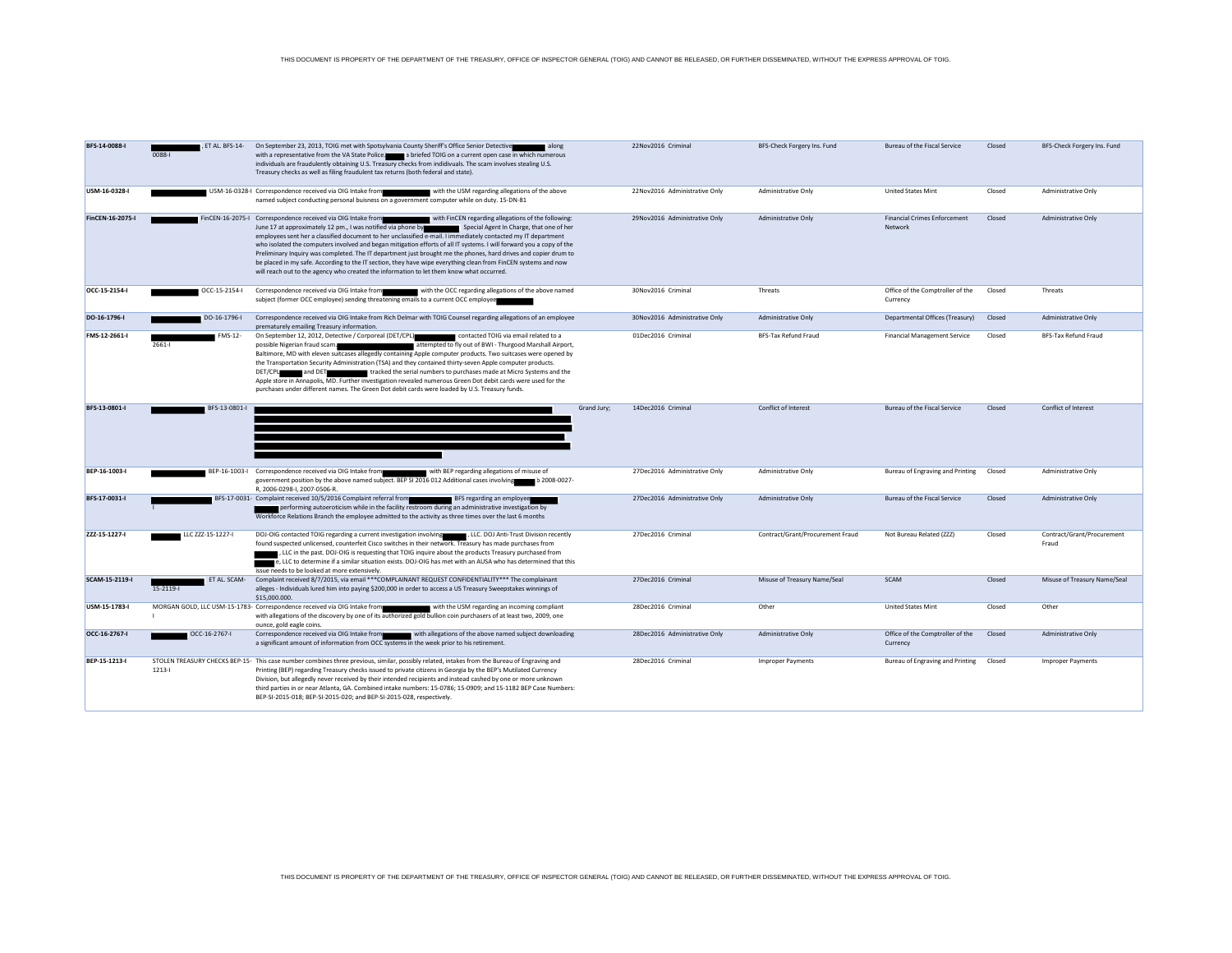| | | | | | | | | | |
|---|---|---|---|---|---|---|---|---|---|
| BFS-14-0088-I | , ET AL. BFS-14-0088-I | On September 23, 2013, TOIG met with Spotsylvania County Sheriff's Office Senior Detective along with a representative from the VA State Police. a briefed TOIG on a current open case in which numerous individuals are fraudulently obtaining U.S. Treasury checks from individuals. The scam involves stealing U.S. Treasury checks as well as filing fraudulent tax returns (both federal and state). | | 22Nov2016 | Criminal | BFS-Check Forgery Ins. Fund | Bureau of the Fiscal Service | Closed | BFS-Check Forgery Ins. Fund |
| USM-16-0328-I | USM-16-0328-I | Correspondence received via OIG Intake from with the USM regarding allegations of the above named subject conducting personal buisness on a government computer while on duty. 15-DN-81 | | 22Nov2016 | Administrative Only | Administrative Only | United States Mint | Closed | Administrative Only |
| FinCEN-16-2075-I | FinCEN-16-2075-I | Correspondence received via OIG Intake from with FinCEN regarding allegations of the following: June 17 at approximately 12 pm., I was notified via phone by Special Agent In Charge, that one of her employees sent her a classified document to her unclassified e-mail. I immediately contacted my IT department who isolated the computers involved and began mitigation efforts of all IT systems. I will forward you a copy of the Preliminary Inquiry was completed. The IT department just brought me the phones, hard drives and copier drum to be placed in my safe. According to the IT section, they have wipe everything clean from FinCEN systems and now will reach out to the agency who created the information to let them know what occurred. | | 29Nov2016 | Administrative Only | Administrative Only | Financial Crimes Enforcement Network | Closed | Administrative Only |
| OCC-15-2154-I | OCC-15-2154-I | Correspondence received via OIG Intake from with the OCC regarding allegations of the above named subject (former OCC employee) sending threatening emails to a current OCC employee | | 30Nov2016 | Criminal | Threats | Office of the Comptroller of the Currency | Closed | Threats |
| DO-16-1796-I | DO-16-1796-I | Correspondence received via OIG Intake from Rich Delmar with TOIG Counsel regarding allegations of an employee prematurely emailing Treasury information. | | 30Nov2016 | Administrative Only | Administrative Only | Departmental Offices (Treasury) | Closed | Administrative Only |
| FMS-12-2661-I | FMS-12-2661-I | On September 12, 2012, Detective / Corporeal (DET/CPL) contacted TOIG via email related to a possible Nigerian fraud scam. attempted to fly out of BWI - Thurgood Marshall Airport, Baltimore, MD with eleven suitcases allegedly containing Apple computer products. Two suitcases were opened by the Transportation Security Administration (TSA) and they contained thirty-seven Apple computer products. DET/CPL and DET tracked the serial numbers to purchases made at Micro Systems and the Apple store in Annapolis, MD. Further investigation revealed numerous Green Dot debit cards were used for the purchases under different names. The Green Dot debit cards were loaded by U.S. Treasury funds. | | 01Dec2016 | Criminal | BFS-Tax Refund Fraud | Financial Management Service | Closed | BFS-Tax Refund Fraud |
| BFS-13-0801-I | BFS-13-0801-I | | Grand Jury; | 14Dec2016 | Criminal | Conflict of Interest | Bureau of the Fiscal Service | Closed | Conflict of Interest |
| BEP-16-1003-I | BEP-16-1003-I | Correspondence received via OIG Intake from with BEP regarding allegations of misuse of government position by the above named subject. BEP SI 2016 012 Additional cases involving b 2008-0027-R, 2006-0298-I, 2007-0506-R. | | 27Dec2016 | Administrative Only | Administrative Only | Bureau of Engraving and Printing | Closed | Administrative Only |
| BFS-17-0031-I | BFS-17-0031-I | Complaint received 10/5/2016 Complaint referral from BFS regarding an employee performing autoeroticism while in the facility restroom during an administrative investigation by Workforce Relations Branch the employee admitted to the activity as three times over the last 6 months | | 27Dec2016 | Administrative Only | Administrative Only | Bureau of the Fiscal Service | Closed | Administrative Only |
| ZZZ-15-1227-I | LLC ZZZ-15-1227-I | DOJ-OIG contacted TOIG regarding a current investigation involving , LLC. DOJ Anti-Trust Division recently found suspected unlicensed, counterfeit Cisco switches in their network. Treasury has made purchases from , LLC in the past. DOJ-OIG is requesting that TOIG inquire about the products Treasury purchased from e, LLC to determine if a similar situation exists. DOJ-OIG has met with an AUSA who has determined that this issue needs to be looked at more extensively. | | 27Dec2016 | Criminal | Contract/Grant/Procurement Fraud | Not Bureau Related (ZZZ) | Closed | Contract/Grant/Procurement Fraud |
| SCAM-15-2119-I | ET AL. SCAM-15-2119-I | Complaint received 8/7/2015, via email ***COMPLAINANT REQUEST CONFIDENTIALITY*** The complainant alleges - Individuals lured him into paying $200,000 in order to access a US Treasury Sweepstakes winnings of $15,000,000. | | 27Dec2016 | Criminal | Misuse of Treasury Name/Seal | SCAM | Closed | Misuse of Treasury Name/Seal |
| USM-15-1783-I | MORGAN GOLD, LLC USM-15-1783-I | Correspondence received via OIG Intake from with the USM regarding an incoming compliant with allegations of the discovery by one of its authorized gold bullion coin purchasers of at least two, 2009, one ounce, gold eagle coins. | | 28Dec2016 | Criminal | Other | United States Mint | Closed | Other |
| OCC-16-2767-I | OCC-16-2767-I | Correspondence received via OIG Intake from with allegations of the above named subject downloading a significant amount of information from OCC systems in the week prior to his retirement. | | 28Dec2016 | Administrative Only | Administrative Only | Office of the Comptroller of the Currency | Closed | Administrative Only |
| BEP-15-1213-I | STOLEN TREASURY CHECKS BEP-15-1213-I | This case number combines three previous, similar, possibly related, intakes from the Bureau of Engraving and Printing (BEP) regarding Treasury checks issued to private citizens in Georgia by the BEP's Mutilated Currency Division, but allegedly never received by their intended recipients and instead cashed by one or more unknown third parties in or near Atlanta, GA. Combined intake numbers: 15-0786; 15-0909; and 15-1182 BEP Case Numbers: BEP-SI-2015-018; BEP-SI-2015-020; and BEP-SI-2015-028, respectively. | | 28Dec2016 | Criminal | Improper Payments | Bureau of Engraving and Printing | Closed | Improper Payments |